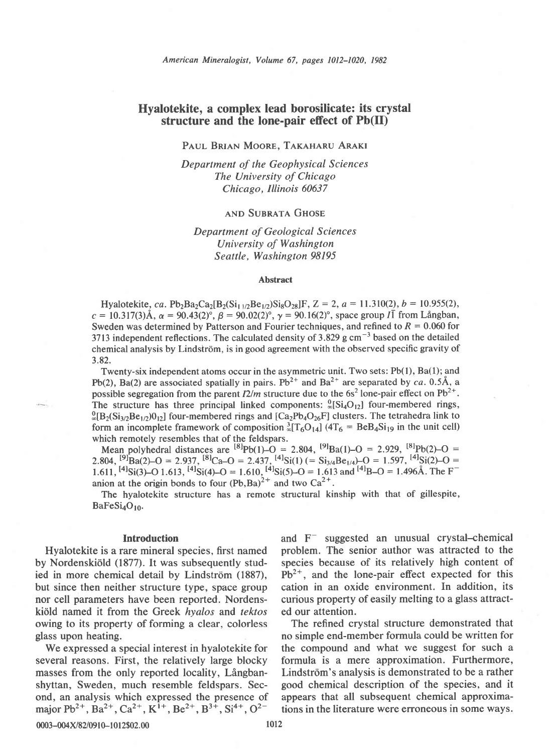# Hyalotekite, a complex lead borosilicate: its crystal structure and the lone-pair effect of Pb(II)

PAUL BRIAN MOORE, TAKAHARU ARAKI

*Department of the Geophysical Sciences*
*The University of Chicago*
*Chicago, Illinois 60637*

AND SUBRATA GHOSE

*Department of Geological Sciences*
*University of Washington*
*Seattle, Washington 98195*

### Abstract

Hyalotekite, *ca.* $Pb_2Ba_2Ca_2[B_2(Si_{1\,1/2}Be_{1/2})Si_8O_{28}]F$, $Z = 2$, $a = 11.310(2)$, $b = 10.955(2)$, $c = 10.317(3)$Å, $\alpha = 90.43(2)°$, $\beta = 90.02(2)°$, $\gamma = 90.16(2)°$, space group $I\bar{1}$ from Långban, Sweden was determined by Patterson and Fourier techniques, and refined to $R = 0.060$ for 3713 independent reflections. The calculated density of 3.829 g cm$^{-3}$ based on the detailed chemical analysis by Lindström, is in good agreement with the observed specific gravity of 3.82.

Twenty-six independent atoms occur in the asymmetric unit. Two sets: Pb(1), Ba(1); and Pb(2), Ba(2) are associated spatially in pairs. $Pb^{2+}$ and $Ba^{2+}$ are separated by *ca.* 0.5Å, a possible segregation from the parent $I2/m$ structure due to the $6s^2$ lone-pair effect on $Pb^{2+}$. The structure has three principal linked components: ${}^{0}_{\infty}[Si_4O_{12}]$ four-membered rings, ${}^{0}_{\infty}[B_2(Si_{3/2}Be_{1/2})O_{12}]$ four-membered rings and $[Ca_2Pb_4O_{26}F]$ clusters. The tetrahedra link to form an incomplete framework of composition ${}^{3}_{\infty}[T_6O_{14}]$ ($4T_6 = BeB_4Si_{19}$ in the unit cell) which remotely resembles that of the feldspars.

Mean polyhedral distances are ${}^{[8]}Pb(1)$–O = 2.804, ${}^{[9]}Ba(1)$–O = 2.929, ${}^{[8]}Pb(2)$–O = 2.804, ${}^{[9]}Ba(2)$–O = 2.937, ${}^{[8]}Ca$–O = 2.437, ${}^{[4]}Si(1)$ (= $Si_{3/4}Be_{1/4}$)–O = 1.597, ${}^{[4]}Si(2)$–O = 1.611, ${}^{[4]}Si(3)$–O 1.613, ${}^{[4]}Si(4)$–O = 1.610, ${}^{[4]}Si(5)$–O = 1.613 and ${}^{[4]}B$–O = 1.496Å. The $F^-$ anion at the origin bonds to four $(Pb,Ba)^{2+}$ and two $Ca^{2+}$.

The hyalotekite structure has a remote structural kinship with that of gillespite, $BaFeSi_4O_{10}$.

## Introduction

Hyalotekite is a rare mineral species, first named by Nordenskiöld (1877). It was subsequently studied in more chemical detail by Lindström (1887), but since then neither structure type, space group nor cell parameters have been reported. Nordenskiöld named it from the Greek *hyalos* and *tektos* owing to its property of forming a clear, colorless glass upon heating.

We expressed a special interest in hyalotekite for several reasons. First, the relatively large blocky masses from the only reported locality, Långbanshyttan, Sweden, much resemble feldspars. Second, an analysis which expressed the presence of major $Pb^{2+}$, $Ba^{2+}$, $Ca^{2+}$, $K^{1+}$, $Be^{2+}$, $B^{3+}$, $Si^{4+}$, $O^{2-}$ and $F^-$ suggested an unusual crystal–chemical problem. The senior author was attracted to the species because of its relatively high content of $Pb^{2+}$, and the lone-pair effect expected for this cation in an oxide environment. In addition, its curious property of easily melting to a glass attracted our attention.

The refined crystal structure demonstrated that no simple end-member formula could be written for the compound and what we suggest for such a formula is a mere approximation. Furthermore, Lindström's analysis is demonstrated to be a rather good chemical description of the species, and it appears that all subsequent chemical approximations in the literature were erroneous in some ways.

0003-004X/82/0910-1012$02.00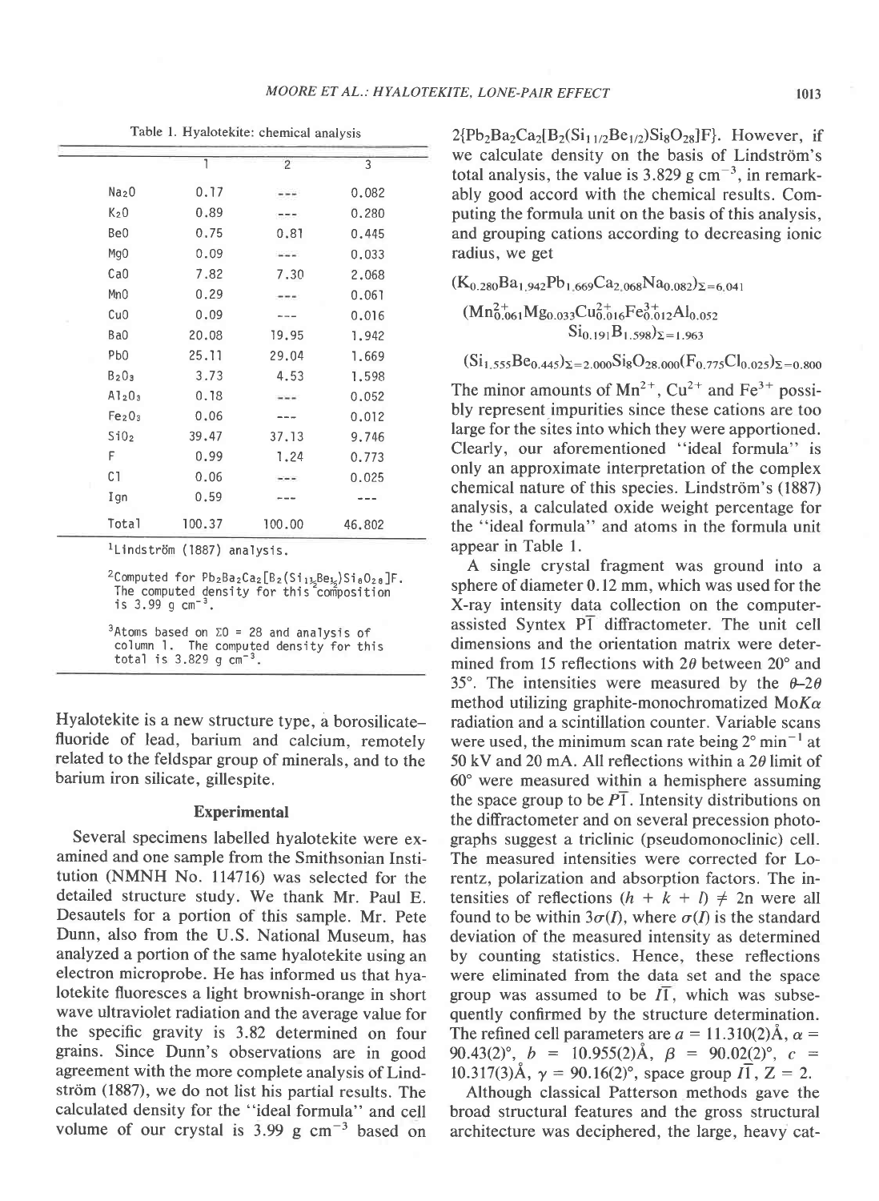Table 1. Hyalotekite: chemical analysis

| | 1 | 2 | 3 |
|---|---|---|---|
| $Na_2O$ | 0.17 | --- | 0.082 |
| $K_2O$ | 0.89 | --- | 0.280 |
| BeO | 0.75 | 0.81 | 0.445 |
| MgO | 0.09 | --- | 0.033 |
| CaO | 7.82 | 7.30 | 2.068 |
| MnO | 0.29 | --- | 0.061 |
| CuO | 0.09 | --- | 0.016 |
| BaO | 20.08 | 19.95 | 1.942 |
| PbO | 25.11 | 29.04 | 1.669 |
| $B_2O_3$ | 3.73 | 4.53 | 1.598 |
| $Al_2O_3$ | 0.18 | --- | 0.052 |
| $Fe_2O_3$ | 0.06 | --- | 0.012 |
| $SiO_2$ | 39.47 | 37.13 | 9.746 |
| F | 0.99 | 1.24 | 0.773 |
| Cl | 0.06 | --- | 0.025 |
| Ign | 0.59 | --- | --- |
| Total | 100.37 | 100.00 | 46.802 |

[1]Lindström (1887) analysis.

[2]Computed for $Pb_2Ba_2Ca_2[B_2(Si_{1\frac{1}{2}}Be_{\frac{1}{2}})Si_8O_{28}]F$. The computed density for this composition is 3.99 g cm$^{-3}$.

[3]Atoms based on $\Sigma O = 28$ and analysis of column 1. The computed density for this total is 3.829 g cm$^{-3}$.

Hyalotekite is a new structure type, a borosilicate–fluoride of lead, barium and calcium, remotely related to the feldspar group of minerals, and to the barium iron silicate, gillespite.

## Experimental

Several specimens labelled hyalotekite were examined and one sample from the Smithsonian Institution (NMNH No. 114716) was selected for the detailed structure study. We thank Mr. Paul E. Desautels for a portion of this sample. Mr. Pete Dunn, also from the U.S. National Museum, has analyzed a portion of the same hyalotekite using an electron microprobe. He has informed us that hyalotekite fluoresces a light brownish-orange in short wave ultraviolet radiation and the average value for the specific gravity is 3.82 determined on four grains. Since Dunn's observations are in good agreement with the more complete analysis of Lindström (1887), we do not list his partial results. The calculated density for the "ideal formula" and cell volume of our crystal is 3.99 g cm$^{-3}$ based on $2\{Pb_2Ba_2Ca_2[B_2(Si_{1\,1/2}Be_{1/2})Si_8O_{28}]F\}$. However, if we calculate density on the basis of Lindström's total analysis, the value is 3.829 g cm$^{-3}$, in remarkably good accord with the chemical results. Computing the formula unit on the basis of this analysis, and grouping cations according to decreasing ionic radius, we get

$$(K_{0.280}Ba_{1.942}Pb_{1.669}Ca_{2.068}Na_{0.082})_{\Sigma=6.041}$$
$$(Mn^{2+}_{0.061}Mg_{0.033}Cu^{2+}_{0.016}Fe^{3+}_{0.012}Al_{0.052}Si_{0.191}B_{1.598})_{\Sigma=1.963}$$
$$(Si_{1.555}Be_{0.445})_{\Sigma=2.000}Si_8O_{28.000}(F_{0.775}Cl_{0.025})_{\Sigma=0.800}$$

The minor amounts of $Mn^{2+}$, $Cu^{2+}$ and $Fe^{3+}$ possibly represent impurities since these cations are too large for the sites into which they were apportioned. Clearly, our aforementioned "ideal formula" is only an approximate interpretation of the complex chemical nature of this species. Lindström's (1887) analysis, a calculated oxide weight percentage for the "ideal formula" and atoms in the formula unit appear in Table 1.

A single crystal fragment was ground into a sphere of diameter 0.12 mm, which was used for the X-ray intensity data collection on the computer-assisted Syntex $P\bar{1}$ diffractometer. The unit cell dimensions and the orientation matrix were determined from 15 reflections with $2\theta$ between 20° and 35°. The intensities were measured by the $\theta$–$2\theta$ method utilizing graphite-monochromatized Mo$K\alpha$ radiation and a scintillation counter. Variable scans were used, the minimum scan rate being 2° min$^{-1}$ at 50 kV and 20 mA. All reflections within a $2\theta$ limit of 60° were measured within a hemisphere assuming the space group to be $P\bar{1}$. Intensity distributions on the diffractometer and on several precession photographs suggest a triclinic (pseudomonoclinic) cell. The measured intensities were corrected for Lorentz, polarization and absorption factors. The intensities of reflections $(h + k + l) \neq 2n$ were all found to be within $3\sigma(I)$, where $\sigma(I)$ is the standard deviation of the measured intensity as determined by counting statistics. Hence, these reflections were eliminated from the data set and the space group was assumed to be $I\bar{1}$, which was subsequently confirmed by the structure determination. The refined cell parameters are $a$ = 11.310(2)Å, $\alpha$ = 90.43(2)°, $b$ = 10.955(2)Å, $\beta$ = 90.02(2)°, $c$ = 10.317(3)Å, $\gamma$ = 90.16(2)°, space group $I\bar{1}$, Z = 2.

Although classical Patterson methods gave the broad structural features and the gross structural architecture was deciphered, the large, heavy cat-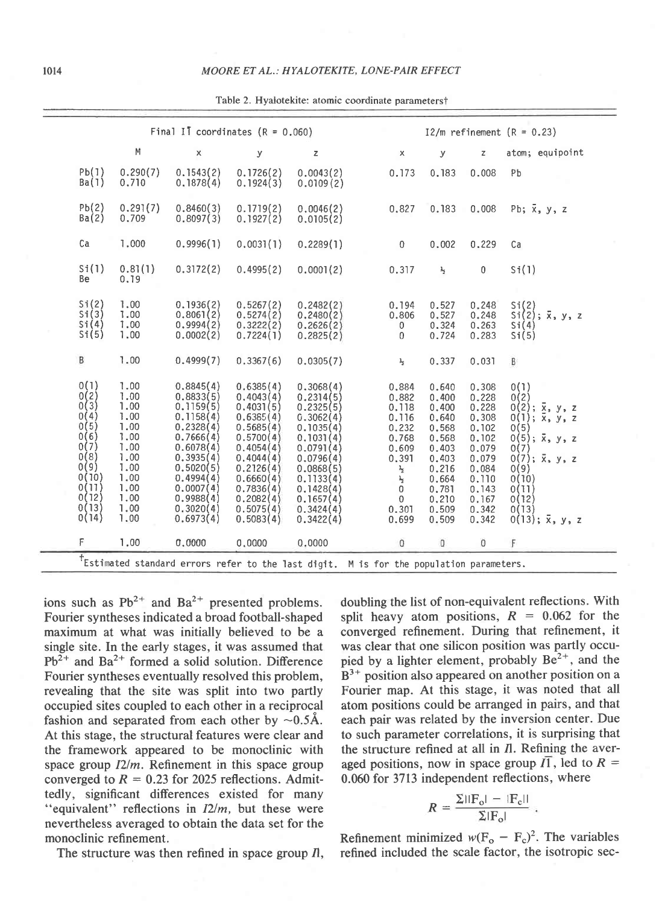Table 2. Hyalotekite: atomic coordinate parameters†

| | Final $I\bar{1}$ coordinates (R = 0.060) | | | | I2/m refinement (R = 0.23) | | | |
|---|---|---|---|---|---|---|---|---|
| | M | x | y | z | x | y | z | atom; equipoint |
| Pb(1) | 0.290(7) | 0.1543(2) | 0.1726(2) | 0.0043(2) | 0.173 | 0.183 | 0.008 | Pb |
| Ba(1) | 0.710 | 0.1878(4) | 0.1924(3) | 0.0109(2) | | | | |
| Pb(2) | 0.291(7) | 0.8460(3) | 0.1719(2) | 0.0046(2) | 0.827 | 0.183 | 0.008 | Pb; $\bar{x}$, y, z |
| Ba(2) | 0.709 | 0.8097(3) | 0.1927(2) | 0.0105(2) | | | | |
| Ca | 1.000 | 0.9996(1) | 0.0031(1) | 0.2289(1) | 0 | 0.002 | 0.229 | Ca |
| Si(1) | 0.81(1) | 0.3172(2) | 0.4995(2) | 0.0001(2) | 0.317 | ½ | 0 | Si(1) |
| Be | 0.19 | | | | | | | |
| Si(2) | 1.00 | 0.1936(2) | 0.5267(2) | 0.2482(2) | 0.194 | 0.527 | 0.248 | Si(2) |
| Si(3) | 1.00 | 0.8061(2) | 0.5274(2) | 0.2480(2) | 0.806 | 0.527 | 0.248 | Si(2); $\bar{x}$, y, z |
| Si(4) | 1.00 | 0.9994(2) | 0.3222(2) | 0.2626(2) | 0 | 0.324 | 0.263 | Si(4) |
| Si(5) | 1.00 | 0.0002(2) | 0.7224(1) | 0.2825(2) | 0 | 0.724 | 0.283 | Si(5) |
| B | 1.00 | 0.4999(7) | 0.3367(6) | 0.0305(7) | ½ | 0.337 | 0.031 | B |
| O(1) | 1.00 | 0.8845(4) | 0.6385(4) | 0.3068(4) | 0.884 | 0.640 | 0.308 | O(1) |
| O(2) | 1.00 | 0.8833(5) | 0.4043(4) | 0.2314(5) | 0.882 | 0.400 | 0.228 | O(2) |
| O(3) | 1.00 | 0.1159(5) | 0.4031(5) | 0.2325(5) | 0.118 | 0.400 | 0.228 | O(2); $\bar{x}$, y, z |
| O(4) | 1.00 | 0.1158(4) | 0.6365(4) | 0.3062(4) | 0.116 | 0.640 | 0.308 | O(1); $\bar{x}$, y, z |
| O(5) | 1.00 | 0.2328(4) | 0.5685(4) | 0.1035(4) | 0.232 | 0.568 | 0.102 | O(5) |
| O(6) | 1.00 | 0.7666(4) | 0.5700(4) | 0.1031(4) | 0.768 | 0.568 | 0.102 | O(5); $\bar{x}$, y, z |
| O(7) | 1.00 | 0.6078(4) | 0.4054(4) | 0.0791(4) | 0.609 | 0.403 | 0.079 | O(7) |
| O(8) | 1.00 | 0.3935(4) | 0.4044(4) | 0.0796(4) | 0.391 | 0.403 | 0.079 | O(7); $\bar{x}$, y, z |
| O(9) | 1.00 | 0.5020(5) | 0.2126(4) | 0.0868(5) | ½ | 0.216 | 0.084 | O(9) |
| O(10) | 1.00 | 0.4994(4) | 0.6660(4) | 0.1133(4) | ½ | 0.664 | 0.110 | O(10) |
| O(11) | 1.00 | 0.0007(4) | 0.7836(4) | 0.1428(4) | 0 | 0.781 | 0.143 | O(11) |
| O(12) | 1.00 | 0.9988(4) | 0.2082(4) | 0.1657(4) | 0 | 0.210 | 0.167 | O(12) |
| O(13) | 1.00 | 0.3020(4) | 0.5075(4) | 0.3424(4) | 0.301 | 0.509 | 0.342 | O(13) |
| O(14) | 1.00 | 0.6973(4) | 0.5083(4) | 0.3422(4) | 0.699 | 0.509 | 0.342 | O(13); $\bar{x}$, y, z |
| F | 1.00 | 0.0000 | 0.0000 | 0.0000 | 0 | 0 | 0 | F |

†Estimated standard errors refer to the last digit. M is for the population parameters.

ions such as $Pb^{2+}$ and $Ba^{2+}$ presented problems. Fourier syntheses indicated a broad football-shaped maximum at what was initially believed to be a single site. In the early stages, it was assumed that $Pb^{2+}$ and $Ba^{2+}$ formed a solid solution. Difference Fourier syntheses eventually resolved this problem, revealing that the site was split into two partly occupied sites coupled to each other in a reciprocal fashion and separated from each other by ~0.5Å. At this stage, the structural features were clear and the framework appeared to be monoclinic with space group *I2/m*. Refinement in this space group converged to R = 0.23 for 2025 reflections. Admittedly, significant differences existed for many "equivalent" reflections in *I2/m*, but these were nevertheless averaged to obtain the data set for the monoclinic refinement.

The structure was then refined in space group *I1*, doubling the list of non-equivalent reflections. With split heavy atom positions, R = 0.062 for the converged refinement. During that refinement, it was clear that one silicon position was partly occupied by a lighter element, probably $Be^{2+}$, and the $B^{3+}$ position also appeared on another position on a Fourier map. At this stage, it was noted that all atom positions could be arranged in pairs, and that each pair was related by the inversion center. Due to such parameter correlations, it is surprising that the structure refined at all in *I1*. Refining the averaged positions, now in space group $I\bar{1}$, led to R = 0.060 for 3713 independent reflections, where

$$R = \frac{\Sigma ||F_o| - |F_c||}{\Sigma |F_o|}.$$

Refinement minimized $w(F_o - F_c)^2$. The variables refined included the scale factor, the isotropic sec-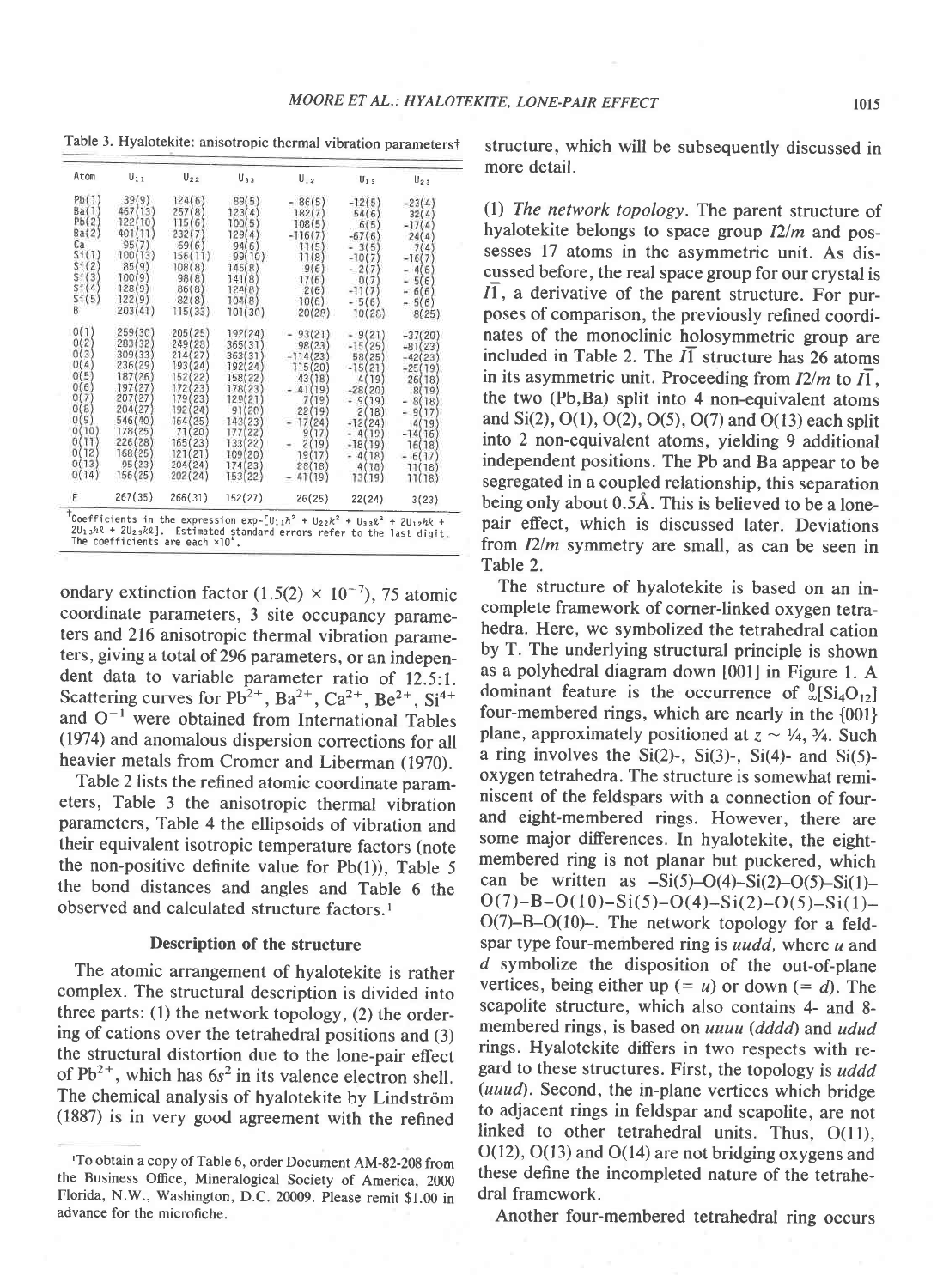Table 3. Hyalotekite: anisotropic thermal vibration parameters†

| Atom | $U_{11}$ | $U_{22}$ | $U_{33}$ | $U_{12}$ | $U_{13}$ | $U_{23}$ |
|---|---|---|---|---|---|---|
| Pb(1) | 39(9) | 124(6) | 89(5) | - 86(5) | -12(5) | -23(4) |
| Ba(1) | 467(13) | 257(8) | 123(4) | 182(7) | 54(6) | 32(4) |
| Pb(2) | 122(10) | 115(6) | 100(5) | 108(5) | 6(5) | -17(4) |
| Ba(2) | 401(11) | 232(7) | 129(4) | -116(7) | -67(6) | 24(4) |
| Ca | 95(7) | 69(6) | 94(6) | 11(5) | - 3(5) | 7(4) |
| Si(1) | 100(13) | 156(11) | 99(10) | 11(8) | -10(7) | -16(7) |
| Si(2) | 85(9) | 108(8) | 145(8) | 9(6) | - 2(7) | - 4(6) |
| Si(3) | 100(9) | 98(8) | 141(8) | 17(6) | 0(7) | - 5(6) |
| Si(4) | 128(9) | 86(8) | 124(8) | 2(6) | -11(7) | - 6(6) |
| Si(5) | 122(9) | 82(8) | 104(8) | 10(6) | - 5(6) | - 5(6) |
| B | 203(41) | 115(33) | 101(30) | 20(28) | 10(28) | 8(25) |
| O(1) | 259(30) | 205(25) | 192(24) | - 93(21) | - 9(21) | -37(20) |
| O(2) | 283(32) | 249(28) | 365(31) | 98(23) | -15(25) | -81(23) |
| O(3) | 309(33) | 214(27) | 363(31) | -114(23) | 58(25) | -42(23) |
| O(4) | 236(29) | 193(24) | 192(24) | 115(20) | -15(21) | -25(19) |
| O(5) | 187(26) | 152(22) | 158(22) | 43(18) | 4(19) | 26(18) |
| O(6) | 197(27) | 172(23) | 178(23) | - 41(19) | -28(20) | 8(19) |
| O(7) | 207(27) | 179(23) | 129(21) | 7(19) | - 9(19) | - 8(18) |
| O(8) | 204(27) | 192(24) | 91(20) | 22(19) | 2(18) | - 9(17) |
| O(9) | 546(40) | 164(25) | 143(23) | - 17(24) | -12(24) | 4(19) |
| O(10) | 178(25) | 71(20) | 177(22) | 9(17) | - 4(19) | -14(16) |
| O(11) | 226(28) | 165(23) | 133(22) | - 2(19) | -18(19) | 16(18) |
| O(12) | 168(25) | 121(21) | 109(20) | 19(17) | - 4(18) | - 6(17) |
| O(13) | 95(23) | 204(24) | 174(23) | 28(18) | 4(18) | 11(18) |
| O(14) | 156(25) | 202(24) | 153(22) | - 41(19) | 13(19) | 11(18) |
| F | 267(35) | 266(31) | 152(27) | 26(25) | 22(24) | 3(23) |

†Coefficients in the expression $\exp-[U_{11}h^2 + U_{22}k^2 + U_{33}\ell^2 + 2U_{12}hk + 2U_{13}h\ell + 2U_{23}k\ell]$. Estimated standard errors refer to the last digit. The coefficients are each $\times 10^4$.

ondary extinction factor ($1.5(2) \times 10^{-7}$), 75 atomic coordinate parameters, 3 site occupancy parameters and 216 anisotropic thermal vibration parameters, giving a total of 296 parameters, or an independent data to variable parameter ratio of 12.5:1. Scattering curves for $Pb^{2+}$, $Ba^{2+}$, $Ca^{2+}$, $Be^{2+}$, $Si^{4+}$ and $O^{-1}$ were obtained from International Tables (1974) and anomalous dispersion corrections for all heavier metals from Cromer and Liberman (1970).

Table 2 lists the refined atomic coordinate parameters, Table 3 the anisotropic thermal vibration parameters, Table 4 the ellipsoids of vibration and their equivalent isotropic temperature factors (note the non-positive definite value for Pb(1)), Table 5 the bond distances and angles and Table 6 the observed and calculated structure factors.[1]

## Description of the structure

The atomic arrangement of hyalotekite is rather complex. The structural description is divided into three parts: (1) the network topology, (2) the ordering of cations over the tetrahedral positions and (3) the structural distortion due to the lone-pair effect of $Pb^{2+}$, which has $6s^2$ in its valence electron shell. The chemical analysis of hyalotekite by Lindström (1887) is in very good agreement with the refined structure, which will be subsequently discussed in more detail.

(1) *The network topology*. The parent structure of hyalotekite belongs to space group $I2/m$ and possesses 17 atoms in the asymmetric unit. As discussed before, the real space group for our crystal is $I\bar{1}$, a derivative of the parent structure. For purposes of comparison, the previously refined coordinates of the monoclinic holosymmetric group are included in Table 2. The $I\bar{1}$ structure has 26 atoms in its asymmetric unit. Proceeding from $I2/m$ to $I\bar{1}$, the two (Pb,Ba) split into 4 non-equivalent atoms and Si(2), O(1), O(2), O(5), O(7) and O(13) each split into 2 non-equivalent atoms, yielding 9 additional independent positions. The Pb and Ba appear to be segregated in a coupled relationship, this separation being only about 0.5Å. This is believed to be a lone-pair effect, which is discussed later. Deviations from $I2/m$ symmetry are small, as can be seen in Table 2.

The structure of hyalotekite is based on an incomplete framework of corner-linked oxygen tetrahedra. Here, we symbolized the tetrahedral cation by T. The underlying structural principle is shown as a polyhedral diagram down [001] in Figure 1. A dominant feature is the occurrence of $^{0}_{\infty}[Si_4O_{12}]$ four-membered rings, which are nearly in the {001} plane, approximately positioned at $z \sim 1/4, 3/4$. Such a ring involves the Si(2)-, Si(3)-, Si(4)- and Si(5)-oxygen tetrahedra. The structure is somewhat reminiscent of the feldspars with a connection of four- and eight-membered rings. However, there are some major differences. In hyalotekite, the eight-membered ring is not planar but puckered, which can be written as –Si(5)–O(4)–Si(2)–O(5)–Si(1)–O(7)–B–O(10)–Si(5)–O(4)–Si(2)–O(5)–Si(1)–O(7)–B–O(10)–. The network topology for a feldspar type four-membered ring is *uudd*, where *u* and *d* symbolize the disposition of the out-of-plane vertices, being either up (= *u*) or down (= *d*). The scapolite structure, which also contains 4- and 8-membered rings, is based on *uuuu* (*dddd*) and *udud* rings. Hyalotekite differs in two respects with regard to these structures. First, the topology is *uddd* (*uuud*). Second, the in-plane vertices which bridge to adjacent rings in feldspar and scapolite, are not linked to other tetrahedral units. Thus, O(11), O(12), O(13) and O(14) are not bridging oxygens and these define the incompleted nature of the tetrahedral framework.

Another four-membered tetrahedral ring occurs

[1] To obtain a copy of Table 6, order Document AM-82-208 from the Business Office, Mineralogical Society of America, 2000 Florida, N.W., Washington, D.C. 20009. Please remit $1.00 in advance for the microfiche.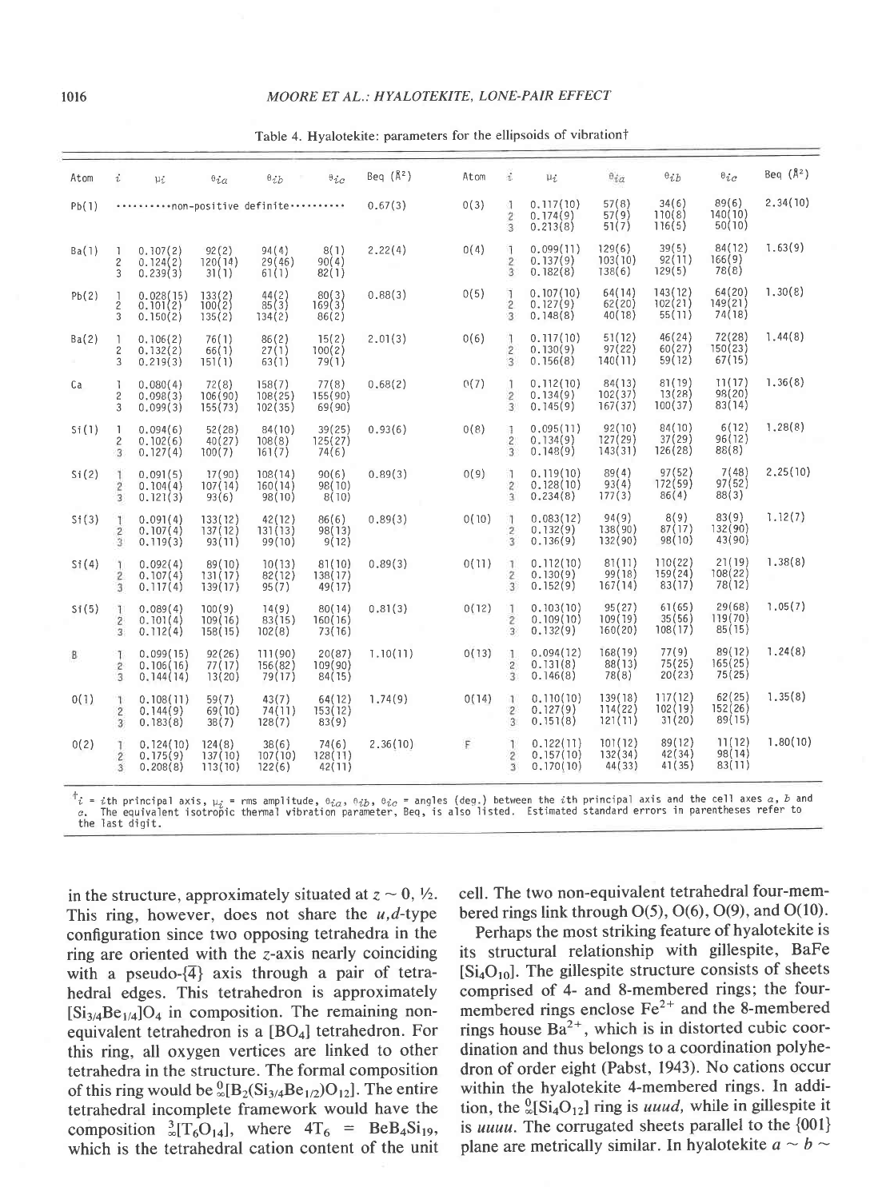Table 4. Hyalotekite: parameters for the ellipsoids of vibration†

| Atom | $i$ | $\mu_i$ | $\theta_{ia}$ | $\theta_{ib}$ | $\theta_{ic}$ | Beq (Å²) | Atom | $i$ | $\mu_i$ | $\theta_{ia}$ | $\theta_{ib}$ | $\theta_{ic}$ | Beq (Å²) |
|---|---|---|---|---|---|---|---|---|---|---|---|---|---|
| Pb(1) | | ··········non-positive definite·········· | | | | 0.67(3) | O(3) | 1 | 0.117(10) | 57(8) | 34(6) | 89(6) | 2.34(10) |
| | | | | | | | | 2 | 0.174(9) | 57(9) | 110(8) | 140(10) | |
| | | | | | | | | 3 | 0.213(8) | 51(7) | 116(5) | 50(10) | |
| Ba(1) | 1 | 0.107(2) | 92(2) | 94(4) | 8(1) | 2.22(4) | O(4) | 1 | 0.099(11) | 129(6) | 39(5) | 84(12) | 1.63(9) |
| | 2 | 0.124(2) | 120(14) | 29(46) | 90(4) | | | 2 | 0.137(9) | 103(10) | 92(11) | 166(9) | |
| | 3 | 0.239(3) | 31(1) | 61(1) | 82(1) | | | 3 | 0.182(8) | 138(6) | 129(5) | 78(8) | |
| Pb(2) | 1 | 0.028(15) | 133(2) | 44(2) | 80(3) | 0.88(3) | O(5) | 1 | 0.107(10) | 64(14) | 143(12) | 64(20) | 1.30(8) |
| | 2 | 0.101(2) | 100(2) | 85(3) | 169(3) | | | 2 | 0.127(9) | 62(20) | 102(21) | 149(21) | |
| | 3 | 0.150(2) | 135(2) | 134(2) | 86(2) | | | 3 | 0.148(8) | 40(18) | 55(11) | 74(18) | |
| Ba(2) | 1 | 0.106(2) | 76(1) | 86(2) | 15(2) | 2.01(3) | O(6) | 1 | 0.117(10) | 51(12) | 46(24) | 72(28) | 1.44(8) |
| | 2 | 0.132(2) | 66(1) | 27(1) | 100(2) | | | 2 | 0.130(9) | 97(22) | 60(27) | 150(23) | |
| | 3 | 0.219(3) | 151(1) | 63(1) | 79(1) | | | 3 | 0.156(8) | 140(11) | 59(12) | 67(15) | |
| Ca | 1 | 0.080(4) | 72(8) | 158(7) | 77(8) | 0.68(2) | O(7) | 1 | 0.112(10) | 84(13) | 81(19) | 11(17) | 1.36(8) |
| | 2 | 0.098(3) | 106(90) | 108(25) | 155(90) | | | 2 | 0.134(9) | 102(37) | 13(28) | 98(20) | |
| | 3 | 0.099(3) | 155(73) | 102(35) | 69(90) | | | 3 | 0.145(9) | 167(37) | 100(37) | 83(14) | |
| Si(1) | 1 | 0.094(6) | 52(28) | 84(10) | 39(25) | 0.93(6) | O(8) | 1 | 0.095(11) | 92(10) | 84(10) | 6(12) | 1.28(8) |
| | 2 | 0.102(6) | 40(27) | 108(8) | 125(27) | | | 2 | 0.134(9) | 127(29) | 37(29) | 96(12) | |
| | 3 | 0.127(4) | 100(7) | 161(7) | 74(6) | | | 3 | 0.148(9) | 143(31) | 126(28) | 88(8) | |
| Si(2) | 1 | 0.091(5) | 17(90) | 108(14) | 90(6) | 0.89(3) | O(9) | 1 | 0.119(10) | 89(4) | 97(52) | 7(48) | 2.25(10) |
| | 2 | 0.104(4) | 107(14) | 160(14) | 98(10) | | | 2 | 0.128(10) | 93(4) | 172(59) | 97(52) | |
| | 3 | 0.121(3) | 93(6) | 98(10) | 8(10) | | | 3 | 0.234(8) | 177(3) | 86(4) | 88(3) | |
| Si(3) | 1 | 0.091(4) | 133(12) | 42(12) | 86(6) | 0.89(3) | O(10) | 1 | 0.083(12) | 94(9) | 8(9) | 83(9) | 1.12(7) |
| | 2 | 0.107(4) | 137(12) | 131(13) | 98(13) | | | 2 | 0.132(9) | 138(90) | 87(17) | 132(90) | |
| | 3 | 0.119(3) | 93(11) | 99(10) | 9(12) | | | 3 | 0.136(9) | 132(90) | 98(10) | 43(90) | |
| Si(4) | 1 | 0.092(4) | 89(10) | 10(13) | 81(10) | 0.89(3) | O(11) | 1 | 0.112(10) | 81(11) | 110(22) | 21(19) | 1.38(8) |
| | 2 | 0.107(4) | 131(17) | 82(12) | 138(17) | | | 2 | 0.130(9) | 99(18) | 159(24) | 108(22) | |
| | 3 | 0.117(4) | 139(17) | 95(7) | 49(17) | | | 3 | 0.152(9) | 167(14) | 83(17) | 78(12) | |
| Si(5) | 1 | 0.089(4) | 100(9) | 14(9) | 80(14) | 0.81(3) | O(12) | 1 | 0.103(10) | 95(27) | 61(65) | 29(68) | 1.05(7) |
| | 2 | 0.101(4) | 109(16) | 83(15) | 160(16) | | | 2 | 0.109(10) | 109(19) | 35(56) | 119(70) | |
| | 3 | 0.112(4) | 158(15) | 102(8) | 73(16) | | | 3 | 0.132(9) | 160(20) | 108(17) | 85(15) | |
| B | 1 | 0.099(15) | 92(26) | 111(90) | 20(87) | 1.10(11) | O(13) | 1 | 0.094(12) | 168(19) | 77(9) | 89(12) | 1.24(8) |
| | 2 | 0.106(16) | 77(17) | 156(82) | 109(90) | | | 2 | 0.131(8) | 88(13) | 75(25) | 165(25) | |
| | 3 | 0.144(14) | 13(20) | 79(17) | 84(15) | | | 3 | 0.146(8) | 78(8) | 20(23) | 75(25) | |
| O(1) | 1 | 0.108(11) | 59(7) | 43(7) | 64(12) | 1.74(9) | O(14) | 1 | 0.110(10) | 139(18) | 117(12) | 62(25) | 1.35(8) |
| | 2 | 0.144(9) | 69(10) | 74(11) | 153(12) | | | 2 | 0.127(9) | 114(22) | 102(19) | 152(26) | |
| | 3 | 0.183(8) | 38(7) | 128(7) | 83(9) | | | 3 | 0.151(8) | 121(11) | 31(20) | 89(15) | |
| O(2) | 1 | 0.124(10) | 124(8) | 38(6) | 74(6) | 2.36(10) | F | 1 | 0.122(11) | 101(12) | 89(12) | 11(12) | 1.80(10) |
| | 2 | 0.175(9) | 137(10) | 107(10) | 128(11) | | | 2 | 0.157(10) | 132(34) | 42(34) | 98(14) | |
| | 3 | 0.208(8) | 113(10) | 122(6) | 42(11) | | | 3 | 0.170(10) | 44(33) | 41(35) | 83(11) | |

† $i$ = $i$th principal axis, $\mu_i$ = rms amplitude, $\theta_{ia}$, $\theta_{ib}$, $\theta_{ic}$ = angles (deg.) between the $i$th principal axis and the cell axes $a$, $b$ and $c$. The equivalent isotropic thermal vibration parameter, Beq, is also listed. Estimated standard errors in parentheses refer to the last digit.

in the structure, approximately situated at $z \sim 0, \frac{1}{2}$. This ring, however, does not share the $u,d$-type configuration since two opposing tetrahedra in the ring are oriented with the $z$-axis nearly coinciding with a pseudo-$\{\bar{4}\}$ axis through a pair of tetrahedral edges. This tetrahedron is approximately $[Si_{3/4}Be_{1/4}]O_4$ in composition. The remaining non-equivalent tetrahedron is a $[BO_4]$ tetrahedron. For this ring, all oxygen vertices are linked to other tetrahedra in the structure. The formal composition of this ring would be ${}^{0}_{\infty}[B_2(Si_{3/4}Be_{1/2})O_{12}]$. The entire tetrahedral incomplete framework would have the composition ${}^{3}_{\infty}[T_6O_{14}]$, where $4T_6 = BeB_4Si_{19}$, which is the tetrahedral cation content of the unit cell. The two non-equivalent tetrahedral four-membered rings link through O(5), O(6), O(9), and O(10).

Perhaps the most striking feature of hyalotekite is its structural relationship with gillespite, $BaFe[Si_4O_{10}]$. The gillespite structure consists of sheets comprised of 4- and 8-membered rings; the four-membered rings enclose $Fe^{2+}$ and the 8-membered rings house $Ba^{2+}$, which is in distorted cubic coordination and thus belongs to a coordination polyhedron of order eight (Pabst, 1943). No cations occur within the hyalotekite 4-membered rings. In addition, the ${}^{0}_{\infty}[Si_4O_{12}]$ ring is *uuud*, while in gillespite it is *uuuu*. The corrugated sheets parallel to the {001} plane are metrically similar. In hyalotekite $a \sim b \sim$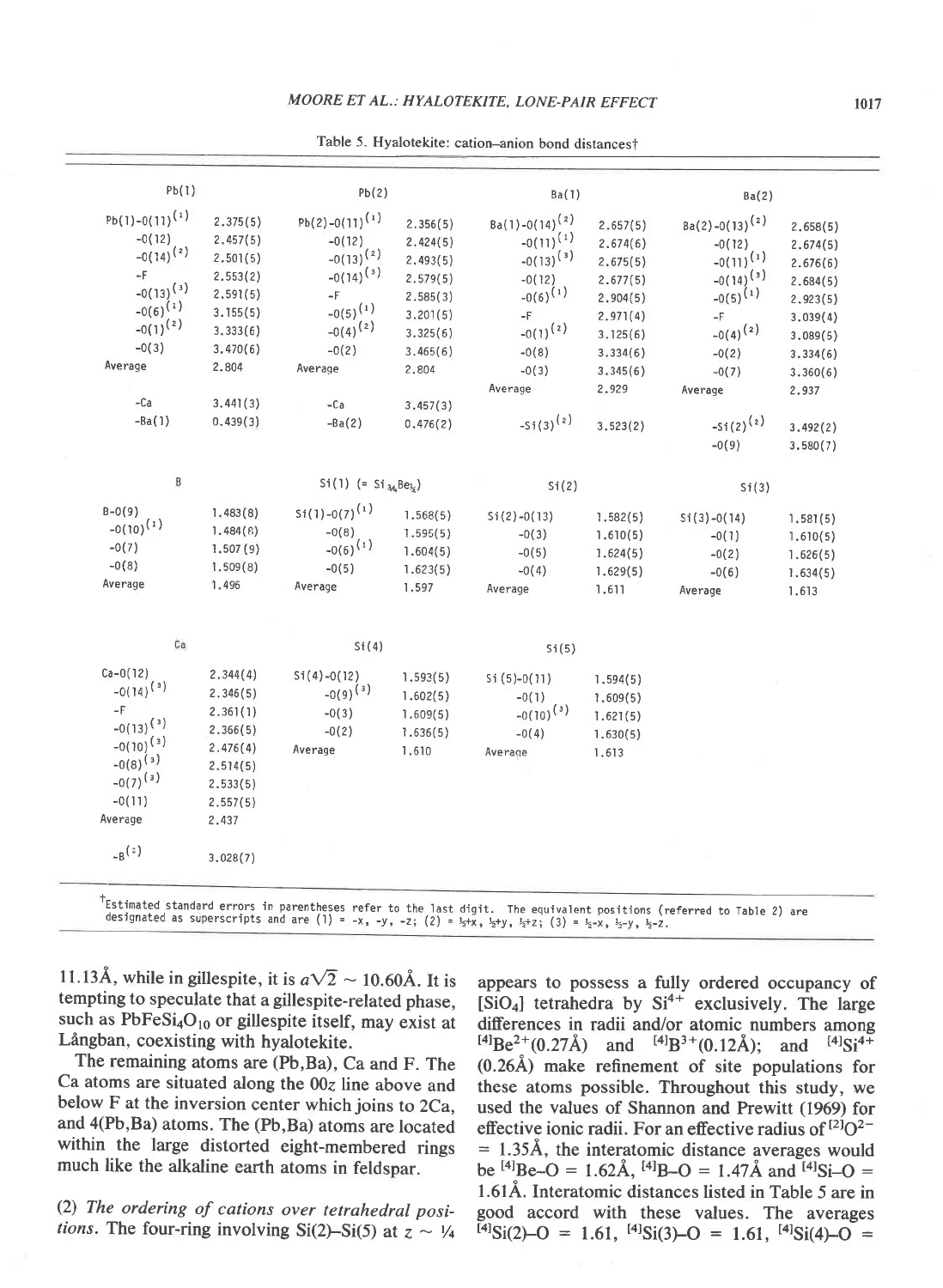Table 5. Hyalotekite: cation–anion bond distances†

| Pb(1) | | Pb(2) | | Ba(1) | | Ba(2) | |
|---|---|---|---|---|---|---|---|
| Pb(1)-O(11)$^{(1)}$ | 2.375(5) | Pb(2)-O(11)$^{(1)}$ | 2.356(5) | Ba(1)-O(14)$^{(2)}$ | 2.657(5) | Ba(2)-O(13)$^{(2)}$ | 2.658(5) |
| -O(12) | 2.457(5) | -O(12) | 2.424(5) | -O(11)$^{(1)}$ | 2.674(6) | -O(12) | 2.674(5) |
| -O(14)$^{(2)}$ | 2.501(5) | -O(13)$^{(2)}$ | 2.493(5) | -O(13)$^{(3)}$ | 2.675(5) | -O(11)$^{(1)}$ | 2.676(6) |
| -F | 2.553(2) | -O(14)$^{(3)}$ | 2.579(5) | -O(12) | 2.677(5) | -O(14)$^{(3)}$ | 2.684(5) |
| -O(13)$^{(3)}$ | 2.591(5) | -F | 2.585(3) | -O(6)$^{(1)}$ | 2.904(5) | -O(5)$^{(1)}$ | 2.923(5) |
| -O(6)$^{(1)}$ | 3.155(5) | -O(5)$^{(1)}$ | 3.201(5) | -F | 2.971(4) | -F | 3.039(4) |
| -O(1)$^{(2)}$ | 3.333(6) | -O(4)$^{(2)}$ | 3.325(6) | -O(1)$^{(2)}$ | 3.125(6) | -O(4)$^{(2)}$ | 3.089(5) |
| -O(3) | 3.470(6) | -O(2) | 3.465(6) | -O(8) | 3.334(6) | -O(2) | 3.334(6) |
| Average | 2.804 | Average | 2.804 | -O(3) | 3.345(6) | -O(7) | 3.360(6) |
| | | | | Average | 2.929 | Average | 2.937 |
| -Ca | 3.441(3) | -Ca | 3.457(3) | | | | |
| -Ba(1) | 0.439(3) | -Ba(2) | 0.476(2) | -Si(3)$^{(2)}$ | 3.523(2) | -Si(2)$^{(2)}$ | 3.492(2) |
| | | | | | | -O(9) | 3.580(7) |

| B | | Si(1) (= $Si_{3/4}Be_{1/4}$) | | Si(2) | | Si(3) | |
|---|---|---|---|---|---|---|---|
| B-O(9) | 1.483(8) | Si(1)-O(7)$^{(1)}$ | 1.568(5) | Si(2)-O(13) | 1.582(5) | Si(3)-O(14) | 1.581(5) |
| -O(10)$^{(1)}$ | 1.484(8) | -O(8) | 1.595(5) | -O(3) | 1.610(5) | -O(1) | 1.610(5) |
| -O(7) | 1.507(9) | -O(6)$^{(1)}$ | 1.604(5) | -O(5) | 1.624(5) | -O(2) | 1.626(5) |
| -O(8) | 1.509(8) | -O(5) | 1.623(5) | -O(4) | 1.629(5) | -O(6) | 1.634(5) |
| Average | 1.496 | Average | 1.597 | Average | 1.611 | Average | 1.613 |

| Ca | | Si(4) | | Si(5) | |
|---|---|---|---|---|---|
| Ca-O(12) | 2.344(4) | Si(4)-O(12) | 1.593(5) | Si(5)-O(11) | 1.594(5) |
| -O(14)$^{(3)}$ | 2.346(5) | -O(9)$^{(3)}$ | 1.602(5) | -O(1) | 1.609(5) |
| -F | 2.361(1) | -O(3) | 1.609(5) | -O(10)$^{(3)}$ | 1.621(5) |
| -O(13)$^{(3)}$ | 2.366(5) | -O(2) | 1.636(5) | -O(4) | 1.630(5) |
| -O(10)$^{(3)}$ | 2.476(4) | Average | 1.610 | Average | 1.613 |
| -O(8)$^{(3)}$ | 2.514(5) | | | | |
| -O(7)$^{(3)}$ | 2.533(5) | | | | |
| -O(11) | 2.557(5) | | | | |
| Average | 2.437 | | | | |
| -B$^{(2)}$ | 3.028(7) | | | | |

†Estimated standard errors in parentheses refer to the last digit. The equivalent positions (referred to Table 2) are designated as superscripts and are (1) = -x, -y, -z; (2) = ½+x, ½+y, ½+z; (3) = ½-x, ½-y, ½-z.

11.13Å, while in gillespite, it is $a\sqrt{2} \sim 10.60$Å. It is tempting to speculate that a gillespite-related phase, such as $PbFeSi_4O_{10}$ or gillespite itself, may exist at Långban, coexisting with hyalotekite.

The remaining atoms are (Pb,Ba), Ca and F. The Ca atoms are situated along the 00z line above and below F at the inversion center which joins to 2Ca, and 4(Pb,Ba) atoms. The (Pb,Ba) atoms are located within the large distorted eight-membered rings much like the alkaline earth atoms in feldspar.

(2) *The ordering of cations over tetrahedral positions.* The four-ring involving Si(2)–Si(5) at $z \sim 1/4$ appears to possess a fully ordered occupancy of $[SiO_4]$ tetrahedra by $Si^{4+}$ exclusively. The large differences in radii and/or atomic numbers among $^{[4]}Be^{2+}$(0.27Å) and $^{[4]}B^{3+}$(0.12Å); and $^{[4]}Si^{4+}$ (0.26Å) make refinement of site populations for these atoms possible. Throughout this study, we used the values of Shannon and Prewitt (1969) for effective ionic radii. For an effective radius of $^{[2]}O^{2-}$ = 1.35Å, the interatomic distance averages would be $^{[4]}$Be–O = 1.62Å, $^{[4]}$B–O = 1.47Å and $^{[4]}$Si–O = 1.61Å. Interatomic distances listed in Table 5 are in good accord with these values. The averages $^{[4]}$Si(2)–O = 1.61, $^{[4]}$Si(3)–O = 1.61, $^{[4]}$Si(4)–O =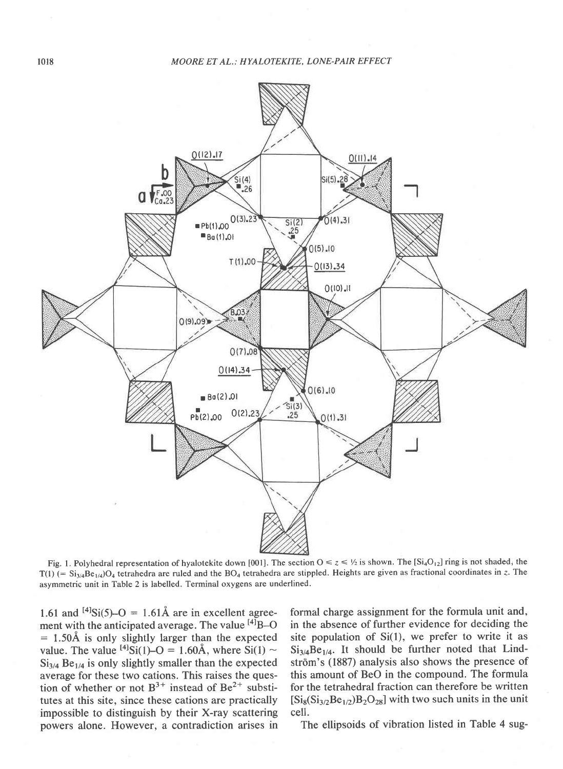Fig. 1. Polyhedral representation of hyalotekite down [001]. The section $0 \leq z \leq 1/2$ is shown. The $[Si_4O_{12}]$ ring is not shaded, the T(1) (= $Si_{3/4}Be_{1/4})O_4$ tetrahedra are ruled and the $BO_4$ tetrahedra are stippled. Heights are given as fractional coordinates in $z$. The asymmetric unit in Table 2 is labelled. Terminal oxygens are underlined.

1.61 and $^{[4]}Si(5)–O$ = 1.61Å are in excellent agreement with the anticipated average. The value $^{[4]}B–O$ = 1.50Å is only slightly larger than the expected value. The value $^{[4]}Si(1)–O$ = 1.60Å, where Si(1) ~ $Si_{3/4}Be_{1/4}$ is only slightly smaller than the expected average for these two cations. This raises the question of whether or not $B^{3+}$ instead of $Be^{2+}$ substitutes at this site, since these cations are practically impossible to distinguish by their X-ray scattering powers alone. However, a contradiction arises in formal charge assignment for the formula unit and, in the absence of further evidence for deciding the site population of Si(1), we prefer to write it as $Si_{3/4}Be_{1/4}$. It should be further noted that Lindström's (1887) analysis also shows the presence of this amount of BeO in the compound. The formula for the tetrahedral fraction can therefore be written $[Si_8(Si_{3/2}Be_{1/2})B_2O_{28}]$ with two such units in the unit cell.

The ellipsoids of vibration listed in Table 4 sug-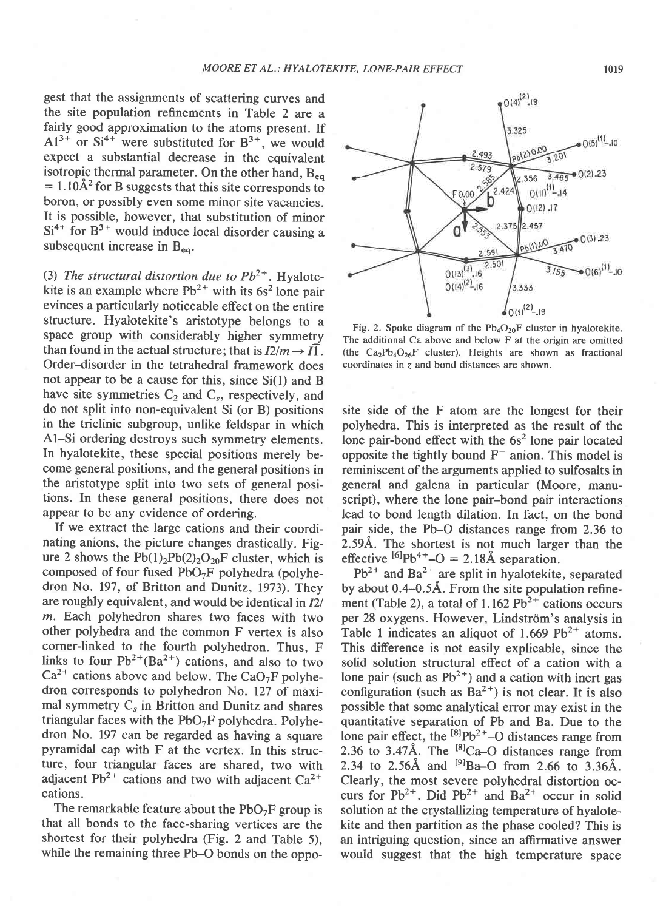gest that the assignments of scattering curves and the site population refinements in Table 2 are a fairly good approximation to the atoms present. If $Al^{3+}$ or $Si^{4+}$ were substituted for $B^{3+}$, we would expect a substantial decrease in the equivalent isotropic thermal parameter. On the other hand, $B_{eq} = 1.10Å^2$ for B suggests that this site corresponds to boron, or possibly even some minor site vacancies. It is possible, however, that substitution of minor $Si^{4+}$ for $B^{3+}$ would induce local disorder causing a subsequent increase in $B_{eq}$.

(3) *The structural distortion due to $Pb^{2+}$.* Hyalotekite is an example where $Pb^{2+}$ with its $6s^2$ lone pair evinces a particularly noticeable effect on the entire structure. Hyalotekite's aristotype belongs to a space group with considerably higher symmetry than found in the actual structure; that is $I2/m \rightarrow I\bar{1}$. Order–disorder in the tetrahedral framework does not appear to be a cause for this, since Si(1) and B have site symmetries $C_2$ and $C_s$, respectively, and do not split into non-equivalent Si (or B) positions in the triclinic subgroup, unlike feldspar in which Al–Si ordering destroys such symmetry elements. In hyalotekite, these special positions merely become general positions, and the general positions in the aristotype split into two sets of general positions. In these general positions, there does not appear to be any evidence of ordering.

If we extract the large cations and their coordinating anions, the picture changes drastically. Figure 2 shows the $Pb(1)_2Pb(2)_2O_{20}F$ cluster, which is composed of four fused $PbO_7F$ polyhedra (polyhedron No. 197, of Britton and Dunitz, 1973). They are roughly equivalent, and would be identical in $I2/m$. Each polyhedron shares two faces with two other polyhedra and the common F vertex is also corner-linked to the fourth polyhedron. Thus, F links to four $Pb^{2+}(Ba^{2+})$ cations, and also to two $Ca^{2+}$ cations above and below. The $CaO_7F$ polyhedron corresponds to polyhedron No. 127 of maximal symmetry $C_s$ in Britton and Dunitz and shares triangular faces with the $PbO_7F$ polyhedra. Polyhedron No. 197 can be regarded as having a square pyramidal cap with F at the vertex. In this structure, four triangular faces are shared, two with adjacent $Pb^{2+}$ cations and two with adjacent $Ca^{2+}$ cations.

The remarkable feature about the $PbO_7F$ group is that all bonds to the face-sharing vertices are the shortest for their polyhedra (Fig. 2 and Table 5), while the remaining three Pb–O bonds on the opposite side of the F atom are the longest for their polyhedra. This is interpreted as the result of the lone pair-bond effect with the $6s^2$ lone pair located opposite the tightly bound $F^-$ anion. This model is reminiscent of the arguments applied to sulfosalts in general and galena in particular (Moore, manuscript), where the lone pair–bond pair interactions lead to bond length dilation. In fact, on the bond pair side, the Pb–O distances range from 2.36 to 2.59Å. The shortest is not much larger than the effective $^{[6]}Pb^{4+}$–O = 2.18Å separation.

Fig. 2. Spoke diagram of the $Pb_4O_{20}F$ cluster in hyalotekite. The additional Ca above and below F at the origin are omitted (the $Ca_2Pb_4O_{26}F$ cluster). Heights are shown as fractional coordinates in z and bond distances are shown.

$Pb^{2+}$ and $Ba^{2+}$ are split in hyalotekite, separated by about 0.4–0.5Å. From the site population refinement (Table 2), a total of 1.162 $Pb^{2+}$ cations occurs per 28 oxygens. However, Lindström's analysis in Table 1 indicates an aliquot of 1.669 $Pb^{2+}$ atoms. This difference is not easily explicable, since the solid solution structural effect of a cation with a lone pair (such as $Pb^{2+}$) and a cation with inert gas configuration (such as $Ba^{2+}$) is not clear. It is also possible that some analytical error may exist in the quantitative separation of Pb and Ba. Due to the lone pair effect, the $^{[8]}Pb^{2+}$–O distances range from 2.36 to 3.47Å. The $^{[8]}Ca$–O distances range from 2.34 to 2.56Å and $^{[9]}Ba$–O from 2.66 to 3.36Å. Clearly, the most severe polyhedral distortion occurs for $Pb^{2+}$. Did $Pb^{2+}$ and $Ba^{2+}$ occur in solid solution at the crystallizing temperature of hyalotekite and then partition as the phase cooled? This is an intriguing question, since an affirmative answer would suggest that the high temperature space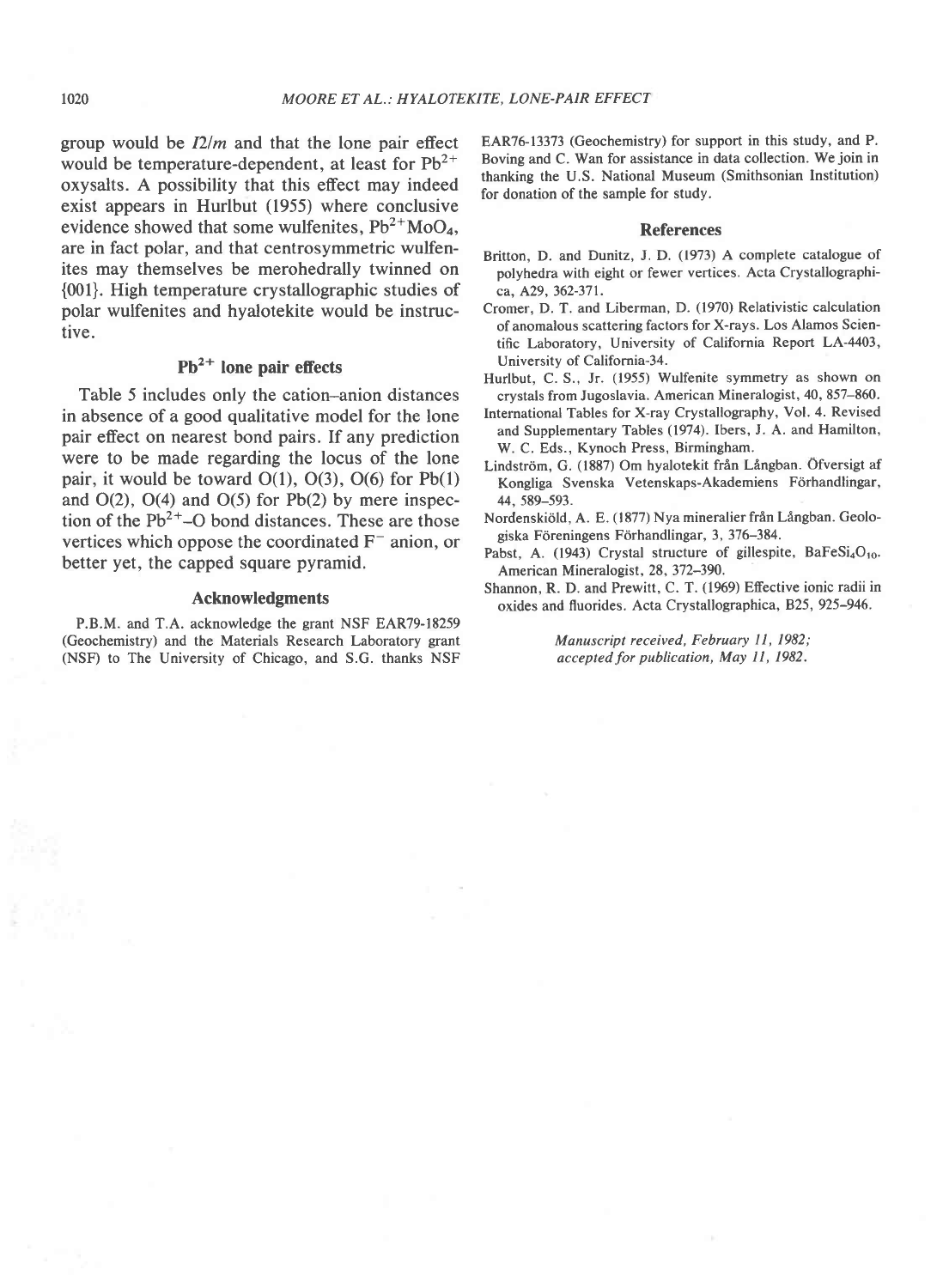group would be *I2/m* and that the lone pair effect would be temperature-dependent, at least for $Pb^{2+}$ oxysalts. A possibility that this effect may indeed exist appears in Hurlbut (1955) where conclusive evidence showed that some wulfenites, $Pb^{2+}MoO_4$, are in fact polar, and that centrosymmetric wulfenites may themselves be merohedrally twinned on {001}. High temperature crystallographic studies of polar wulfenites and hyalotekite would be instructive.

### $Pb^{2+}$ lone pair effects

Table 5 includes only the cation–anion distances in absence of a good qualitative model for the lone pair effect on nearest bond pairs. If any prediction were to be made regarding the locus of the lone pair, it would be toward O(1), O(3), O(6) for Pb(1) and O(2), O(4) and O(5) for Pb(2) by mere inspection of the $Pb^{2+}$–O bond distances. These are those vertices which oppose the coordinated $F^-$ anion, or better yet, the capped square pyramid.

### Acknowledgments

P.B.M. and T.A. acknowledge the grant NSF EAR79-18259 (Geochemistry) and the Materials Research Laboratory grant (NSF) to The University of Chicago, and S.G. thanks NSF EAR76-13373 (Geochemistry) for support in this study, and P. Boving and C. Wan for assistance in data collection. We join in thanking the U.S. National Museum (Smithsonian Institution) for donation of the sample for study.

### References

Britton, D. and Dunitz, J. D. (1973) A complete catalogue of polyhedra with eight or fewer vertices. Acta Crystallographica, A29, 362-371.

Cromer, D. T. and Liberman, D. (1970) Relativistic calculation of anomalous scattering factors for X-rays. Los Alamos Scientific Laboratory, University of California Report LA-4403, University of California-34.

Hurlbut, C. S., Jr. (1955) Wulfenite symmetry as shown on crystals from Jugoslavia. American Mineralogist, 40, 857–860.

International Tables for X-ray Crystallography, Vol. 4. Revised and Supplementary Tables (1974). Ibers, J. A. and Hamilton, W. C. Eds., Kynoch Press, Birmingham.

Lindström, G. (1887) Om hyalotekit från Långban. Öfversigt af Kongliga Svenska Vetenskaps-Akademiens Förhandlingar, 44, 589–593.

Nordenskiöld, A. E. (1877) Nya mineralier från Långban. Geologiska Föreningens Förhandlingar, 3, 376–384.

Pabst, A. (1943) Crystal structure of gillespite, $BaFeSi_4O_{10}$. American Mineralogist, 28, 372–390.

Shannon, R. D. and Prewitt, C. T. (1969) Effective ionic radii in oxides and fluorides. Acta Crystallographica, B25, 925–946.

*Manuscript received, February 11, 1982;*
*accepted for publication, May 11, 1982.*